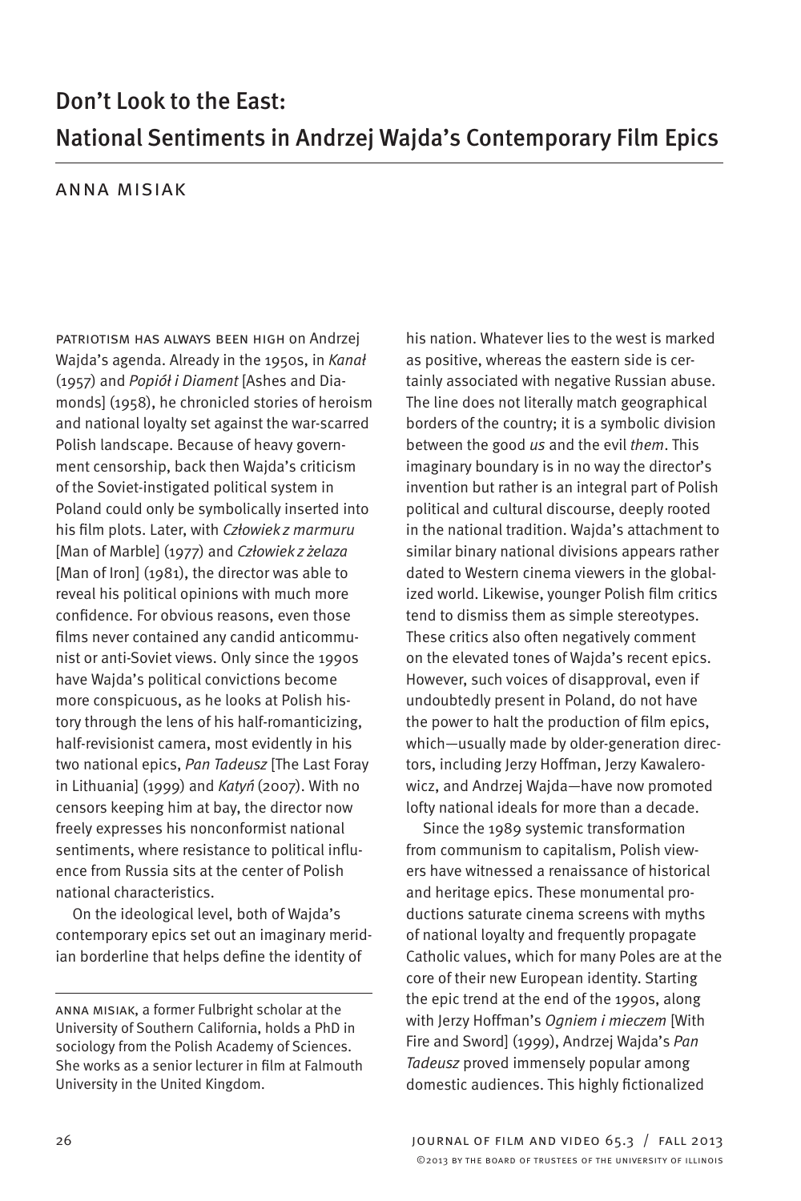# Don't Look to the East: National Sentiments in Andrzej Wajda's Contemporary Film Epics

ANNA MISIAK

PATRIOTISM HAS ALWAYS BEEN HIGH on Andrzej Wajda's agenda. Already in the 1950s, in *Kanał* (1957) and *Popiół i Diament* [Ashes and Diamonds] (1958), he chronicled stories of heroism and national loyalty set against the war-scarred Polish landscape. Because of heavy government censorship, back then Wajda's criticism of the Soviet-instigated political system in Poland could only be symbolically inserted into his film plots. Later, with *Człowiek z marmuru* [Man of Marble] (1977) and *Człowiek z żelaza* [Man of Iron] (1981), the director was able to reveal his political opinions with much more confidence. For obvious reasons, even those films never contained any candid anticommunist or anti-Soviet views. Only since the 1990s have Wajda's political convictions become more conspicuous, as he looks at Polish history through the lens of his half-romanticizing, half-revisionist camera, most evidently in his two national epics, *Pan Tadeusz* [The Last Foray in Lithuania] (1999) and *Katyń* (2007). With no censors keeping him at bay, the director now freely expresses his nonconformist national sentiments, where resistance to political influence from Russia sits at the center of Polish national characteristics.

On the ideological level, both of Wajda's contemporary epics set out an imaginary meridian borderline that helps define the identity of his nation. Whatever lies to the west is marked as positive, whereas the eastern side is certainly associated with negative Russian abuse. The line does not literally match geographical borders of the country; it is a symbolic division between the good *us* and the evil *them*. This imaginary boundary is in no way the director's invention but rather is an integral part of Polish political and cultural discourse, deeply rooted in the national tradition. Wajda's attachment to similar binary national divisions appears rather dated to Western cinema viewers in the globalized world. Likewise, younger Polish film critics tend to dismiss them as simple stereotypes. These critics also often negatively comment on the elevated tones of Wajda's recent epics. However, such voices of disapproval, even if undoubtedly present in Poland, do not have the power to halt the production of film epics, which—usually made by older-generation directors, including Jerzy Hoffman, Jerzy Kawalerowicz, and Andrzej Wajda—have now promoted lofty national ideals for more than a decade.

Since the 1989 systemic transformation from communism to capitalism, Polish viewers have witnessed a renaissance of historical and heritage epics. These monumental productions saturate cinema screens with myths of national loyalty and frequently propagate Catholic values, which for many Poles are at the core of their new European identity. Starting the epic trend at the end of the 1990s, along with Jerzy Hoffman's *Ogniem i mieczem* [With Fire and Sword] (1999), Andrzej Wajda's *Pan Tadeusz* proved immensely popular among domestic audiences. This highly fictionalized

ANNA MISIAK, a former Fulbright scholar at the University of Southern California, holds a PhD in sociology from the Polish Academy of Sciences. She works as a senior lecturer in film at Falmouth University in the United Kingdom.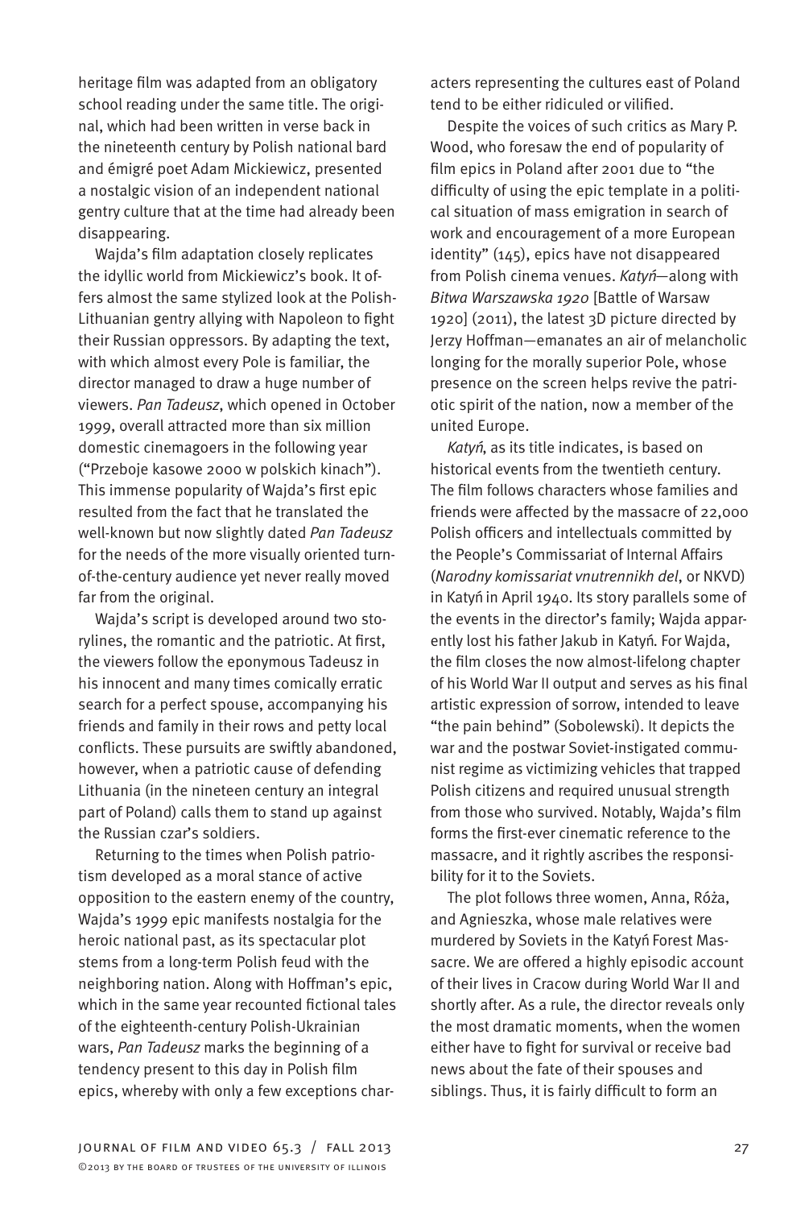heritage film was adapted from an obligatory school reading under the same title. The original, which had been written in verse back in the nineteenth century by Polish national bard and émigré poet Adam Mickiewicz, presented a nostalgic vision of an independent national gentry culture that at the time had already been disappearing.

Wajda's film adaptation closely replicates the idyllic world from Mickiewicz's book. It offers almost the same stylized look at the Polish-Lithuanian gentry allying with Napoleon to fight their Russian oppressors. By adapting the text, with which almost every Pole is familiar, the director managed to draw a huge number of viewers. *Pan Tadeusz*, which opened in October 1999, overall attracted more than six million domestic cinemagoers in the following year ("Przeboje kasowe 2000 w polskich kinach"). This immense popularity of Wajda's first epic resulted from the fact that he translated the well-known but now slightly dated *Pan Tadeusz* for the needs of the more visually oriented turn-of-the-century audience yet never really moved far from the original.

Wajda's script is developed around two storylines, the romantic and the patriotic. At first, the viewers follow the eponymous Tadeusz in his innocent and many times comically erratic search for a perfect spouse, accompanying his friends and family in their rows and petty local conflicts. These pursuits are swiftly abandoned, however, when a patriotic cause of defending Lithuania (in the nineteen century an integral part of Poland) calls them to stand up against the Russian czar's soldiers.

Returning to the times when Polish patriotism developed as a moral stance of active opposition to the eastern enemy of the country, Wajda's 1999 epic manifests nostalgia for the heroic national past, as its spectacular plot stems from a long-term Polish feud with the neighboring nation. Along with Hoffman's epic, which in the same year recounted fictional tales of the eighteenth-century Polish-Ukrainian wars, *Pan Tadeusz* marks the beginning of a tendency present to this day in Polish film epics, whereby with only a few exceptions characters representing the cultures east of Poland tend to be either ridiculed or vilified.

Despite the voices of such critics as Mary P. Wood, who foresaw the end of popularity of film epics in Poland after 2001 due to "the difficulty of using the epic template in a political situation of mass emigration in search of work and encouragement of a more European identity" (145), epics have not disappeared from Polish cinema venues. *Katyń*—along with *Bitwa Warszawska 1920* [Battle of Warsaw 1920] (2011), the latest 3D picture directed by Jerzy Hoffman—emanates an air of melancholic longing for the morally superior Pole, whose presence on the screen helps revive the patriotic spirit of the nation, now a member of the united Europe.

*Katyń*, as its title indicates, is based on historical events from the twentieth century. The film follows characters whose families and friends were affected by the massacre of 22,000 Polish officers and intellectuals committed by the People's Commissariat of Internal Affairs (*Narodny komissariat vnutrennikh del*, or NKVD) in Katyń in April 1940. Its story parallels some of the events in the director's family; Wajda apparently lost his father Jakub in Katyń. For Wajda, the film closes the now almost-lifelong chapter of his World War II output and serves as his final artistic expression of sorrow, intended to leave "the pain behind" (Sobolewski). It depicts the war and the postwar Soviet-instigated communist regime as victimizing vehicles that trapped Polish citizens and required unusual strength from those who survived. Notably, Wajda's film forms the first-ever cinematic reference to the massacre, and it rightly ascribes the responsibility for it to the Soviets.

The plot follows three women, Anna, Róża, and Agnieszka, whose male relatives were murdered by Soviets in the Katyń Forest Massacre. We are offered a highly episodic account of their lives in Cracow during World War II and shortly after. As a rule, the director reveals only the most dramatic moments, when the women either have to fight for survival or receive bad news about the fate of their spouses and siblings. Thus, it is fairly difficult to form an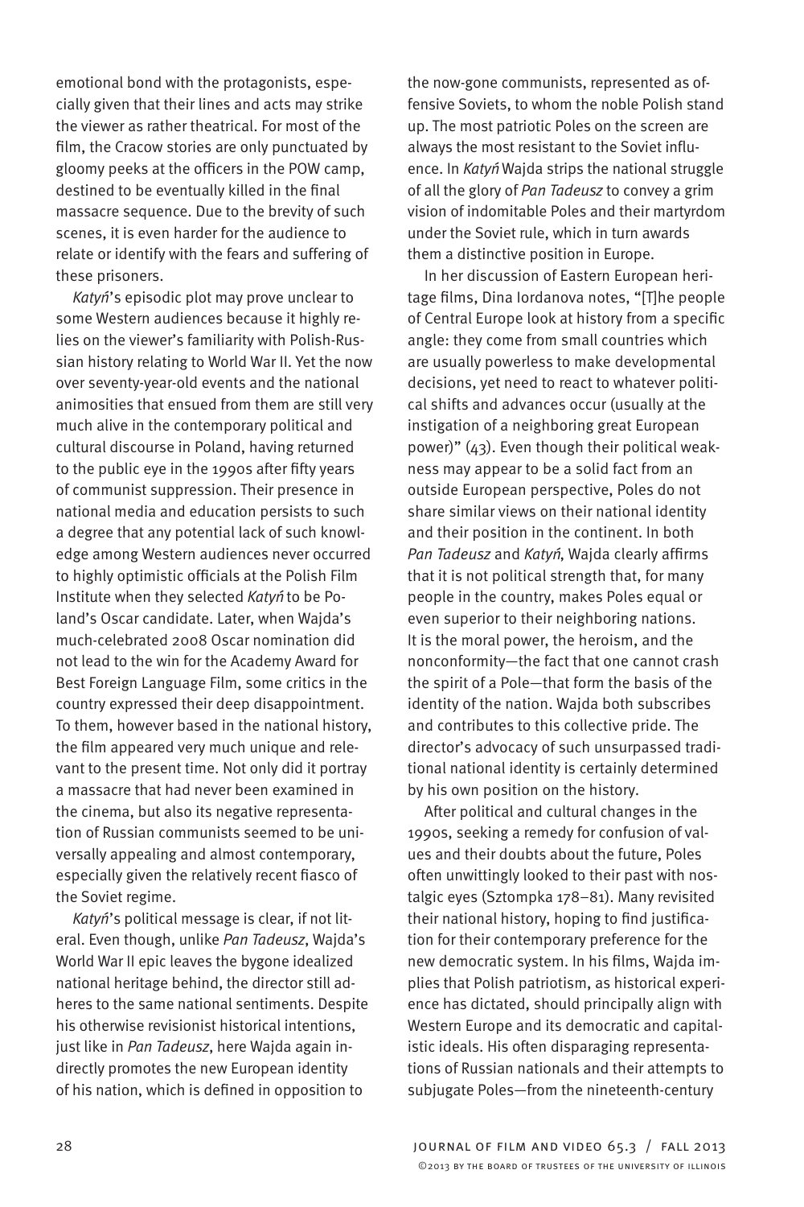emotional bond with the protagonists, especially given that their lines and acts may strike the viewer as rather theatrical. For most of the film, the Cracow stories are only punctuated by gloomy peeks at the officers in the POW camp, destined to be eventually killed in the final massacre sequence. Due to the brevity of such scenes, it is even harder for the audience to relate or identify with the fears and suffering of these prisoners.

*Katyń*'s episodic plot may prove unclear to some Western audiences because it highly relies on the viewer's familiarity with Polish-Russian history relating to World War II. Yet the now over seventy-year-old events and the national animosities that ensued from them are still very much alive in the contemporary political and cultural discourse in Poland, having returned to the public eye in the 1990s after fifty years of communist suppression. Their presence in national media and education persists to such a degree that any potential lack of such knowledge among Western audiences never occurred to highly optimistic officials at the Polish Film Institute when they selected *Katyń* to be Poland's Oscar candidate. Later, when Wajda's much-celebrated 2008 Oscar nomination did not lead to the win for the Academy Award for Best Foreign Language Film, some critics in the country expressed their deep disappointment. To them, however based in the national history, the film appeared very much unique and relevant to the present time. Not only did it portray a massacre that had never been examined in the cinema, but also its negative representation of Russian communists seemed to be universally appealing and almost contemporary, especially given the relatively recent fiasco of the Soviet regime.

*Katyń*'s political message is clear, if not literal. Even though, unlike *Pan Tadeusz*, Wajda's World War II epic leaves the bygone idealized national heritage behind, the director still adheres to the same national sentiments. Despite his otherwise revisionist historical intentions, just like in *Pan Tadeusz*, here Wajda again indirectly promotes the new European identity of his nation, which is defined in opposition to the now-gone communists, represented as offensive Soviets, to whom the noble Polish stand up. The most patriotic Poles on the screen are always the most resistant to the Soviet influence. In *Katyń* Wajda strips the national struggle of all the glory of *Pan Tadeusz* to convey a grim vision of indomitable Poles and their martyrdom under the Soviet rule, which in turn awards them a distinctive position in Europe.

In her discussion of Eastern European heritage films, Dina Iordanova notes, "[T]he people of Central Europe look at history from a specific angle: they come from small countries which are usually powerless to make developmental decisions, yet need to react to whatever political shifts and advances occur (usually at the instigation of a neighboring great European power)" (43). Even though their political weakness may appear to be a solid fact from an outside European perspective, Poles do not share similar views on their national identity and their position in the continent. In both *Pan Tadeusz* and *Katyń*, Wajda clearly affirms that it is not political strength that, for many people in the country, makes Poles equal or even superior to their neighboring nations. It is the moral power, the heroism, and the nonconformity—the fact that one cannot crash the spirit of a Pole—that form the basis of the identity of the nation. Wajda both subscribes and contributes to this collective pride. The director's advocacy of such unsurpassed traditional national identity is certainly determined by his own position on the history.

After political and cultural changes in the 1990s, seeking a remedy for confusion of values and their doubts about the future, Poles often unwittingly looked to their past with nostalgic eyes (Sztompka 178–81). Many revisited their national history, hoping to find justification for their contemporary preference for the new democratic system. In his films, Wajda implies that Polish patriotism, as historical experience has dictated, should principally align with Western Europe and its democratic and capitalistic ideals. His often disparaging representations of Russian nationals and their attempts to subjugate Poles—from the nineteenth-century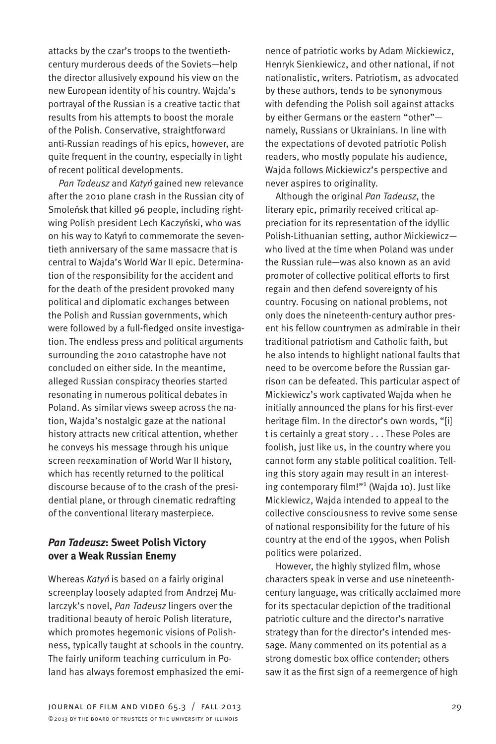attacks by the czar's troops to the twentieth-century murderous deeds of the Soviets—help the director allusively expound his view on the new European identity of his country. Wajda's portrayal of the Russian is a creative tactic that results from his attempts to boost the morale of the Polish. Conservative, straightforward anti-Russian readings of his epics, however, are quite frequent in the country, especially in light of recent political developments.

*Pan Tadeusz* and *Katyń* gained new relevance after the 2010 plane crash in the Russian city of Smoleńsk that killed 96 people, including right-wing Polish president Lech Kaczyński, who was on his way to Katyń to commemorate the seventieth anniversary of the same massacre that is central to Wajda's World War II epic. Determination of the responsibility for the accident and for the death of the president provoked many political and diplomatic exchanges between the Polish and Russian governments, which were followed by a full-fledged onsite investigation. The endless press and political arguments surrounding the 2010 catastrophe have not concluded on either side. In the meantime, alleged Russian conspiracy theories started resonating in numerous political debates in Poland. As similar views sweep across the nation, Wajda's nostalgic gaze at the national history attracts new critical attention, whether he conveys his message through his unique screen reexamination of World War II history, which has recently returned to the political discourse because of to the crash of the presidential plane, or through cinematic redrafting of the conventional literary masterpiece.

## *Pan Tadeusz*: Sweet Polish Victory over a Weak Russian Enemy

Whereas *Katyń* is based on a fairly original screenplay loosely adapted from Andrzej Mularczyk's novel, *Pan Tadeusz* lingers over the traditional beauty of heroic Polish literature, which promotes hegemonic visions of Polishness, typically taught at schools in the country. The fairly uniform teaching curriculum in Poland has always foremost emphasized the eminence of patriotic works by Adam Mickiewicz, Henryk Sienkiewicz, and other national, if not nationalistic, writers. Patriotism, as advocated by these authors, tends to be synonymous with defending the Polish soil against attacks by either Germans or the eastern "other"—namely, Russians or Ukrainians. In line with the expectations of devoted patriotic Polish readers, who mostly populate his audience, Wajda follows Mickiewicz's perspective and never aspires to originality.

Although the original *Pan Tadeusz*, the literary epic, primarily received critical appreciation for its representation of the idyllic Polish-Lithuanian setting, author Mickiewicz—who lived at the time when Poland was under the Russian rule—was also known as an avid promoter of collective political efforts to first regain and then defend sovereignty of his country. Focusing on national problems, not only does the nineteenth-century author present his fellow countrymen as admirable in their traditional patriotism and Catholic faith, but he also intends to highlight national faults that need to be overcome before the Russian garrison can be defeated. This particular aspect of Mickiewicz's work captivated Wajda when he initially announced the plans for his first-ever heritage film. In the director's own words, "[i]t is certainly a great story . . . These Poles are foolish, just like us, in the country where you cannot form any stable political coalition. Telling this story again may result in an interesting contemporary film!"[1] (Wajda 10). Just like Mickiewicz, Wajda intended to appeal to the collective consciousness to revive some sense of national responsibility for the future of his country at the end of the 1990s, when Polish politics were polarized.

However, the highly stylized film, whose characters speak in verse and use nineteenth-century language, was critically acclaimed more for its spectacular depiction of the traditional patriotic culture and the director's narrative strategy than for the director's intended message. Many commented on its potential as a strong domestic box office contender; others saw it as the first sign of a reemergence of high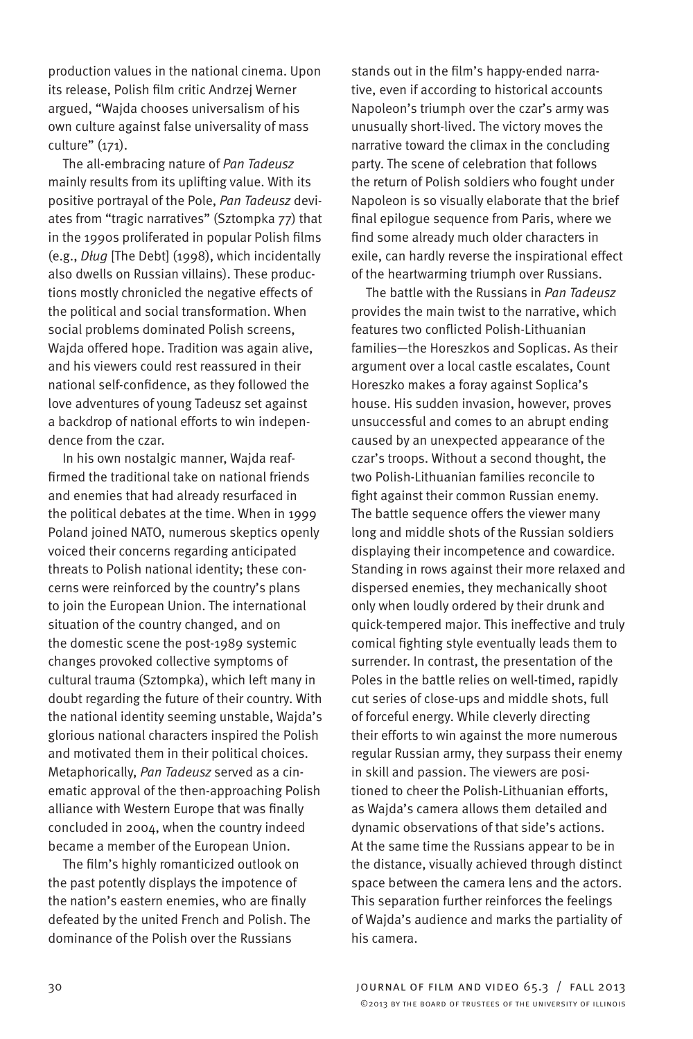production values in the national cinema. Upon its release, Polish film critic Andrzej Werner argued, "Wajda chooses universalism of his own culture against false universality of mass culture" (171).

The all-embracing nature of *Pan Tadeusz* mainly results from its uplifting value. With its positive portrayal of the Pole, *Pan Tadeusz* deviates from "tragic narratives" (Sztompka 77) that in the 1990s proliferated in popular Polish films (e.g., *Dług* [The Debt] (1998), which incidentally also dwells on Russian villains). These productions mostly chronicled the negative effects of the political and social transformation. When social problems dominated Polish screens, Wajda offered hope. Tradition was again alive, and his viewers could rest reassured in their national self-confidence, as they followed the love adventures of young Tadeusz set against a backdrop of national efforts to win independence from the czar.

In his own nostalgic manner, Wajda reaffirmed the traditional take on national friends and enemies that had already resurfaced in the political debates at the time. When in 1999 Poland joined NATO, numerous skeptics openly voiced their concerns regarding anticipated threats to Polish national identity; these concerns were reinforced by the country's plans to join the European Union. The international situation of the country changed, and on the domestic scene the post-1989 systemic changes provoked collective symptoms of cultural trauma (Sztompka), which left many in doubt regarding the future of their country. With the national identity seeming unstable, Wajda's glorious national characters inspired the Polish and motivated them in their political choices. Metaphorically, *Pan Tadeusz* served as a cinematic approval of the then-approaching Polish alliance with Western Europe that was finally concluded in 2004, when the country indeed became a member of the European Union.

The film's highly romanticized outlook on the past potently displays the impotence of the nation's eastern enemies, who are finally defeated by the united French and Polish. The dominance of the Polish over the Russians stands out in the film's happy-ended narrative, even if according to historical accounts Napoleon's triumph over the czar's army was unusually short-lived. The victory moves the narrative toward the climax in the concluding party. The scene of celebration that follows the return of Polish soldiers who fought under Napoleon is so visually elaborate that the brief final epilogue sequence from Paris, where we find some already much older characters in exile, can hardly reverse the inspirational effect of the heartwarming triumph over Russians.

The battle with the Russians in *Pan Tadeusz* provides the main twist to the narrative, which features two conflicted Polish-Lithuanian families—the Horeszkos and Soplicas. As their argument over a local castle escalates, Count Horeszko makes a foray against Soplica's house. His sudden invasion, however, proves unsuccessful and comes to an abrupt ending caused by an unexpected appearance of the czar's troops. Without a second thought, the two Polish-Lithuanian families reconcile to fight against their common Russian enemy. The battle sequence offers the viewer many long and middle shots of the Russian soldiers displaying their incompetence and cowardice. Standing in rows against their more relaxed and dispersed enemies, they mechanically shoot only when loudly ordered by their drunk and quick-tempered major. This ineffective and truly comical fighting style eventually leads them to surrender. In contrast, the presentation of the Poles in the battle relies on well-timed, rapidly cut series of close-ups and middle shots, full of forceful energy. While cleverly directing their efforts to win against the more numerous regular Russian army, they surpass their enemy in skill and passion. The viewers are positioned to cheer the Polish-Lithuanian efforts, as Wajda's camera allows them detailed and dynamic observations of that side's actions. At the same time the Russians appear to be in the distance, visually achieved through distinct space between the camera lens and the actors. This separation further reinforces the feelings of Wajda's audience and marks the partiality of his camera.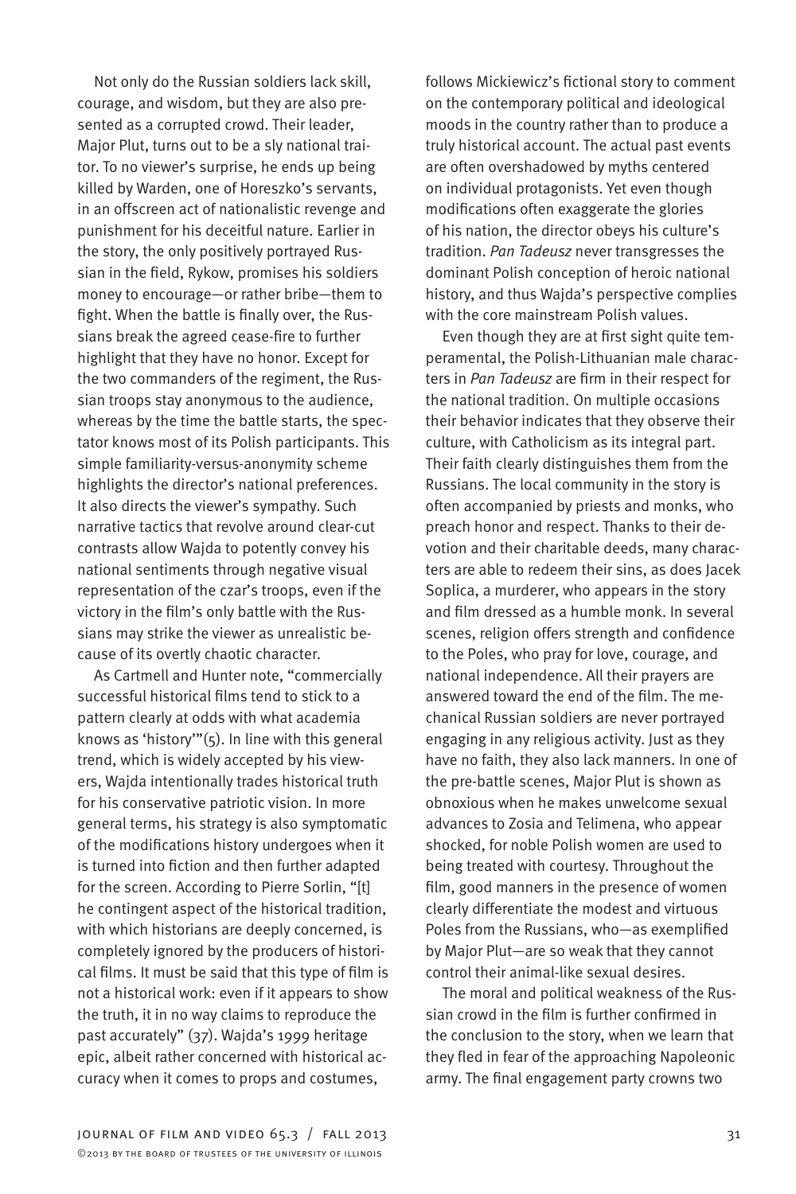Not only do the Russian soldiers lack skill, courage, and wisdom, but they are also presented as a corrupted crowd. Their leader, Major Plut, turns out to be a sly national traitor. To no viewer's surprise, he ends up being killed by Warden, one of Horeszko's servants, in an offscreen act of nationalistic revenge and punishment for his deceitful nature. Earlier in the story, the only positively portrayed Russian in the field, Rykow, promises his soldiers money to encourage—or rather bribe—them to fight. When the battle is finally over, the Russians break the agreed cease-fire to further highlight that they have no honor. Except for the two commanders of the regiment, the Russian troops stay anonymous to the audience, whereas by the time the battle starts, the spectator knows most of its Polish participants. This simple familiarity-versus-anonymity scheme highlights the director's national preferences. It also directs the viewer's sympathy. Such narrative tactics that revolve around clear-cut contrasts allow Wajda to potently convey his national sentiments through negative visual representation of the czar's troops, even if the victory in the film's only battle with the Russians may strike the viewer as unrealistic because of its overtly chaotic character.

As Cartmell and Hunter note, "commercially successful historical films tend to stick to a pattern clearly at odds with what academia knows as 'history'"(5). In line with this general trend, which is widely accepted by his viewers, Wajda intentionally trades historical truth for his conservative patriotic vision. In more general terms, his strategy is also symptomatic of the modifications history undergoes when it is turned into fiction and then further adapted for the screen. According to Pierre Sorlin, "[t]he contingent aspect of the historical tradition, with which historians are deeply concerned, is completely ignored by the producers of historical films. It must be said that this type of film is not a historical work: even if it appears to show the truth, it in no way claims to reproduce the past accurately" (37). Wajda's 1999 heritage epic, albeit rather concerned with historical accuracy when it comes to props and costumes, follows Mickiewicz's fictional story to comment on the contemporary political and ideological moods in the country rather than to produce a truly historical account. The actual past events are often overshadowed by myths centered on individual protagonists. Yet even though modifications often exaggerate the glories of his nation, the director obeys his culture's tradition. *Pan Tadeusz* never transgresses the dominant Polish conception of heroic national history, and thus Wajda's perspective complies with the core mainstream Polish values.

Even though they are at first sight quite temperamental, the Polish-Lithuanian male characters in *Pan Tadeusz* are firm in their respect for the national tradition. On multiple occasions their behavior indicates that they observe their culture, with Catholicism as its integral part. Their faith clearly distinguishes them from the Russians. The local community in the story is often accompanied by priests and monks, who preach honor and respect. Thanks to their devotion and their charitable deeds, many characters are able to redeem their sins, as does Jacek Soplica, a murderer, who appears in the story and film dressed as a humble monk. In several scenes, religion offers strength and confidence to the Poles, who pray for love, courage, and national independence. All their prayers are answered toward the end of the film. The mechanical Russian soldiers are never portrayed engaging in any religious activity. Just as they have no faith, they also lack manners. In one of the pre-battle scenes, Major Plut is shown as obnoxious when he makes unwelcome sexual advances to Zosia and Telimena, who appear shocked, for noble Polish women are used to being treated with courtesy. Throughout the film, good manners in the presence of women clearly differentiate the modest and virtuous Poles from the Russians, who—as exemplified by Major Plut—are so weak that they cannot control their animal-like sexual desires.

The moral and political weakness of the Russian crowd in the film is further confirmed in the conclusion to the story, when we learn that they fled in fear of the approaching Napoleonic army. The final engagement party crowns two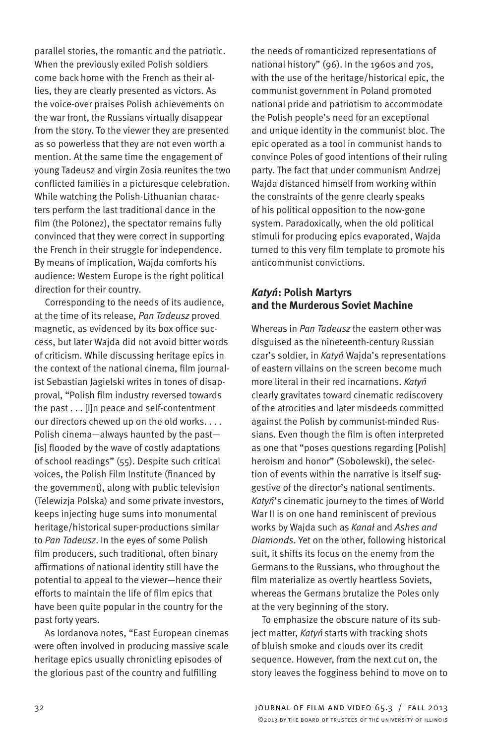parallel stories, the romantic and the patriotic. When the previously exiled Polish soldiers come back home with the French as their allies, they are clearly presented as victors. As the voice-over praises Polish achievements on the war front, the Russians virtually disappear from the story. To the viewer they are presented as so powerless that they are not even worth a mention. At the same time the engagement of young Tadeusz and virgin Zosia reunites the two conflicted families in a picturesque celebration. While watching the Polish-Lithuanian characters perform the last traditional dance in the film (the Polonez), the spectator remains fully convinced that they were correct in supporting the French in their struggle for independence. By means of implication, Wajda comforts his audience: Western Europe is the right political direction for their country.

Corresponding to the needs of its audience, at the time of its release, *Pan Tadeusz* proved magnetic, as evidenced by its box office success, but later Wajda did not avoid bitter words of criticism. While discussing heritage epics in the context of the national cinema, film journalist Sebastian Jagielski writes in tones of disapproval, "Polish film industry reversed towards the past . . . [I]n peace and self-contentment our directors chewed up on the old works. . . . Polish cinema—always haunted by the past—[is] flooded by the wave of costly adaptations of school readings" (55). Despite such critical voices, the Polish Film Institute (financed by the government), along with public television (Telewizja Polska) and some private investors, keeps injecting huge sums into monumental heritage/historical super-productions similar to *Pan Tadeusz*. In the eyes of some Polish film producers, such traditional, often binary affirmations of national identity still have the potential to appeal to the viewer—hence their efforts to maintain the life of film epics that have been quite popular in the country for the past forty years.

As Iordanova notes, "East European cinemas were often involved in producing massive scale heritage epics usually chronicling episodes of the glorious past of the country and fulfilling the needs of romanticized representations of national history" (96). In the 1960s and 70s, with the use of the heritage/historical epic, the communist government in Poland promoted national pride and patriotism to accommodate the Polish people's need for an exceptional and unique identity in the communist bloc. The epic operated as a tool in communist hands to convince Poles of good intentions of their ruling party. The fact that under communism Andrzej Wajda distanced himself from working within the constraints of the genre clearly speaks of his political opposition to the now-gone system. Paradoxically, when the old political stimuli for producing epics evaporated, Wajda turned to this very film template to promote his anticommunist convictions.

## *Katyń*: Polish Martyrs and the Murderous Soviet Machine

Whereas in *Pan Tadeusz* the eastern other was disguised as the nineteenth-century Russian czar's soldier, in *Katyń* Wajda's representations of eastern villains on the screen become much more literal in their red incarnations. *Katyń* clearly gravitates toward cinematic rediscovery of the atrocities and later misdeeds committed against the Polish by communist-minded Russians. Even though the film is often interpreted as one that "poses questions regarding [Polish] heroism and honor" (Sobolewski), the selection of events within the narrative is itself suggestive of the director's national sentiments. *Katyń*'s cinematic journey to the times of World War II is on one hand reminiscent of previous works by Wajda such as *Kanał* and *Ashes and Diamonds*. Yet on the other, following historical suit, it shifts its focus on the enemy from the Germans to the Russians, who throughout the film materialize as overtly heartless Soviets, whereas the Germans brutalize the Poles only at the very beginning of the story.

To emphasize the obscure nature of its subject matter, *Katyń* starts with tracking shots of bluish smoke and clouds over its credit sequence. However, from the next cut on, the story leaves the fogginess behind to move on to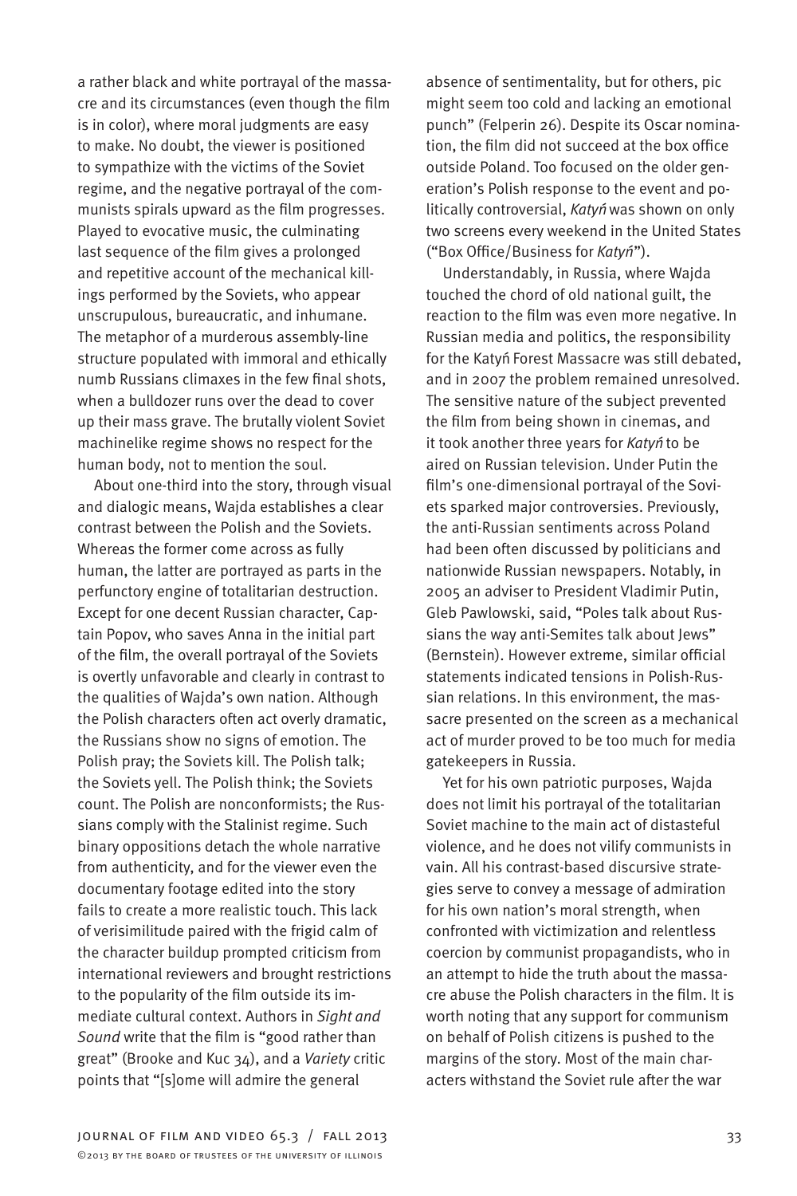a rather black and white portrayal of the massacre and its circumstances (even though the film is in color), where moral judgments are easy to make. No doubt, the viewer is positioned to sympathize with the victims of the Soviet regime, and the negative portrayal of the communists spirals upward as the film progresses. Played to evocative music, the culminating last sequence of the film gives a prolonged and repetitive account of the mechanical killings performed by the Soviets, who appear unscrupulous, bureaucratic, and inhumane. The metaphor of a murderous assembly-line structure populated with immoral and ethically numb Russians climaxes in the few final shots, when a bulldozer runs over the dead to cover up their mass grave. The brutally violent Soviet machinelike regime shows no respect for the human body, not to mention the soul.

About one-third into the story, through visual and dialogic means, Wajda establishes a clear contrast between the Polish and the Soviets. Whereas the former come across as fully human, the latter are portrayed as parts in the perfunctory engine of totalitarian destruction. Except for one decent Russian character, Captain Popov, who saves Anna in the initial part of the film, the overall portrayal of the Soviets is overtly unfavorable and clearly in contrast to the qualities of Wajda's own nation. Although the Polish characters often act overly dramatic, the Russians show no signs of emotion. The Polish pray; the Soviets kill. The Polish talk; the Soviets yell. The Polish think; the Soviets count. The Polish are nonconformists; the Russians comply with the Stalinist regime. Such binary oppositions detach the whole narrative from authenticity, and for the viewer even the documentary footage edited into the story fails to create a more realistic touch. This lack of verisimilitude paired with the frigid calm of the character buildup prompted criticism from international reviewers and brought restrictions to the popularity of the film outside its immediate cultural context. Authors in *Sight and Sound* write that the film is "good rather than great" (Brooke and Kuc 34), and a *Variety* critic points that "[s]ome will admire the general absence of sentimentality, but for others, pic might seem too cold and lacking an emotional punch" (Felperin 26). Despite its Oscar nomination, the film did not succeed at the box office outside Poland. Too focused on the older generation's Polish response to the event and politically controversial, *Katyń* was shown on only two screens every weekend in the United States ("Box Office/Business for *Katyń*").

Understandably, in Russia, where Wajda touched the chord of old national guilt, the reaction to the film was even more negative. In Russian media and politics, the responsibility for the Katyń Forest Massacre was still debated, and in 2007 the problem remained unresolved. The sensitive nature of the subject prevented the film from being shown in cinemas, and it took another three years for *Katyń* to be aired on Russian television. Under Putin the film's one-dimensional portrayal of the Soviets sparked major controversies. Previously, the anti-Russian sentiments across Poland had been often discussed by politicians and nationwide Russian newspapers. Notably, in 2005 an adviser to President Vladimir Putin, Gleb Pawlowski, said, "Poles talk about Russians the way anti-Semites talk about Jews" (Bernstein). However extreme, similar official statements indicated tensions in Polish-Russian relations. In this environment, the massacre presented on the screen as a mechanical act of murder proved to be too much for media gatekeepers in Russia.

Yet for his own patriotic purposes, Wajda does not limit his portrayal of the totalitarian Soviet machine to the main act of distasteful violence, and he does not vilify communists in vain. All his contrast-based discursive strategies serve to convey a message of admiration for his own nation's moral strength, when confronted with victimization and relentless coercion by communist propagandists, who in an attempt to hide the truth about the massacre abuse the Polish characters in the film. It is worth noting that any support for communism on behalf of Polish citizens is pushed to the margins of the story. Most of the main characters withstand the Soviet rule after the war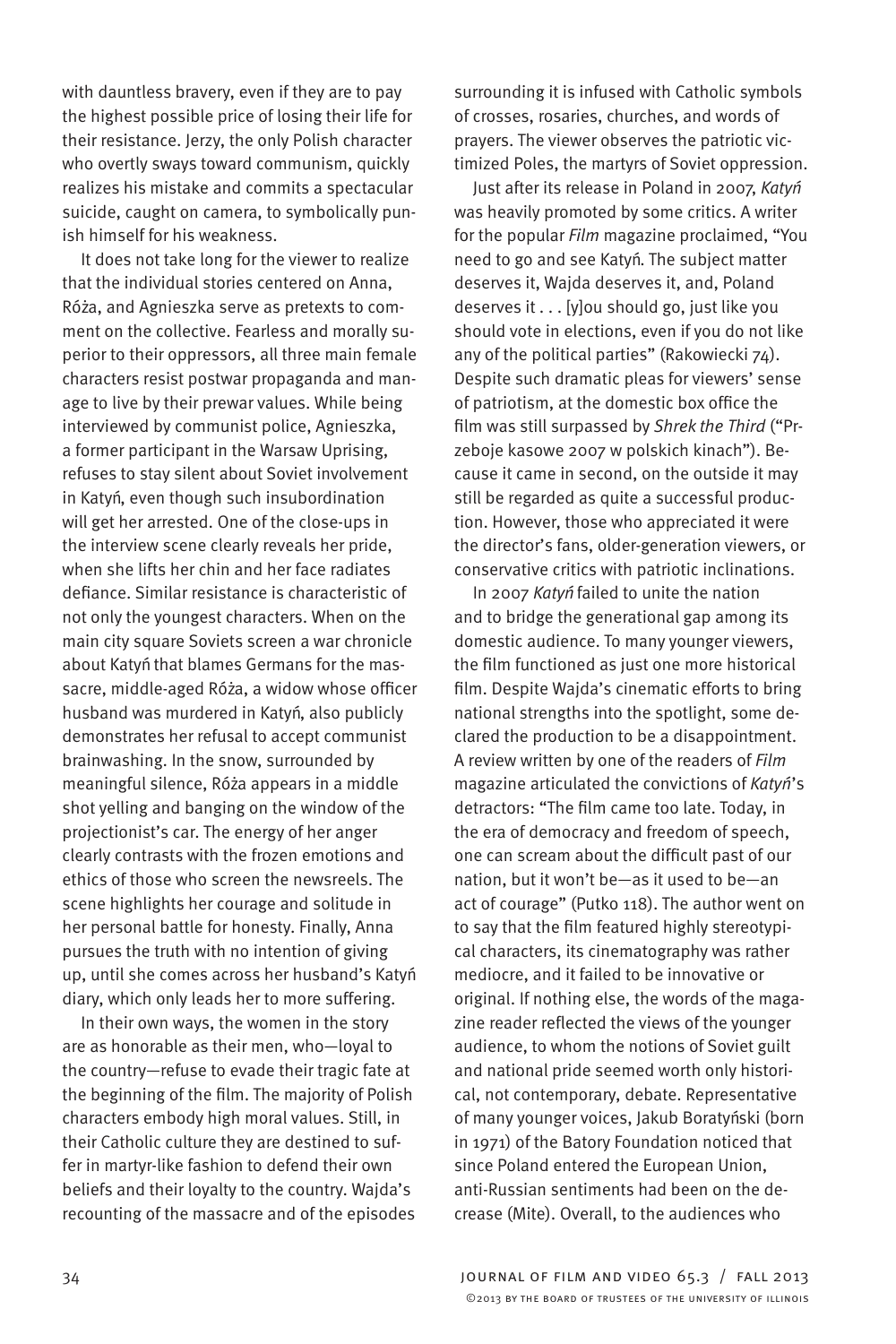with dauntless bravery, even if they are to pay the highest possible price of losing their life for their resistance. Jerzy, the only Polish character who overtly sways toward communism, quickly realizes his mistake and commits a spectacular suicide, caught on camera, to symbolically punish himself for his weakness.

It does not take long for the viewer to realize that the individual stories centered on Anna, Róża, and Agnieszka serve as pretexts to comment on the collective. Fearless and morally superior to their oppressors, all three main female characters resist postwar propaganda and manage to live by their prewar values. While being interviewed by communist police, Agnieszka, a former participant in the Warsaw Uprising, refuses to stay silent about Soviet involvement in Katyń, even though such insubordination will get her arrested. One of the close-ups in the interview scene clearly reveals her pride, when she lifts her chin and her face radiates defiance. Similar resistance is characteristic of not only the youngest characters. When on the main city square Soviets screen a war chronicle about Katyń that blames Germans for the massacre, middle-aged Róża, a widow whose officer husband was murdered in Katyń, also publicly demonstrates her refusal to accept communist brainwashing. In the snow, surrounded by meaningful silence, Róża appears in a middle shot yelling and banging on the window of the projectionist's car. The energy of her anger clearly contrasts with the frozen emotions and ethics of those who screen the newsreels. The scene highlights her courage and solitude in her personal battle for honesty. Finally, Anna pursues the truth with no intention of giving up, until she comes across her husband's Katyń diary, which only leads her to more suffering.

In their own ways, the women in the story are as honorable as their men, who—loyal to the country—refuse to evade their tragic fate at the beginning of the film. The majority of Polish characters embody high moral values. Still, in their Catholic culture they are destined to suffer in martyr-like fashion to defend their own beliefs and their loyalty to the country. Wajda's recounting of the massacre and of the episodes surrounding it is infused with Catholic symbols of crosses, rosaries, churches, and words of prayers. The viewer observes the patriotic victimized Poles, the martyrs of Soviet oppression.

Just after its release in Poland in 2007, *Katyń* was heavily promoted by some critics. A writer for the popular *Film* magazine proclaimed, "You need to go and see Katyń. The subject matter deserves it, Wajda deserves it, and, Poland deserves it . . . [y]ou should go, just like you should vote in elections, even if you do not like any of the political parties" (Rakowiecki 74). Despite such dramatic pleas for viewers' sense of patriotism, at the domestic box office the film was still surpassed by *Shrek the Third* ("Przeboje kasowe 2007 w polskich kinach"). Because it came in second, on the outside it may still be regarded as quite a successful production. However, those who appreciated it were the director's fans, older-generation viewers, or conservative critics with patriotic inclinations.

In 2007 *Katyń* failed to unite the nation and to bridge the generational gap among its domestic audience. To many younger viewers, the film functioned as just one more historical film. Despite Wajda's cinematic efforts to bring national strengths into the spotlight, some declared the production to be a disappointment. A review written by one of the readers of *Film* magazine articulated the convictions of *Katyń*'s detractors: "The film came too late. Today, in the era of democracy and freedom of speech, one can scream about the difficult past of our nation, but it won't be—as it used to be—an act of courage" (Putko 118). The author went on to say that the film featured highly stereotypical characters, its cinematography was rather mediocre, and it failed to be innovative or original. If nothing else, the words of the magazine reader reflected the views of the younger audience, to whom the notions of Soviet guilt and national pride seemed worth only historical, not contemporary, debate. Representative of many younger voices, Jakub Boratyński (born in 1971) of the Batory Foundation noticed that since Poland entered the European Union, anti-Russian sentiments had been on the decrease (Mite). Overall, to the audiences who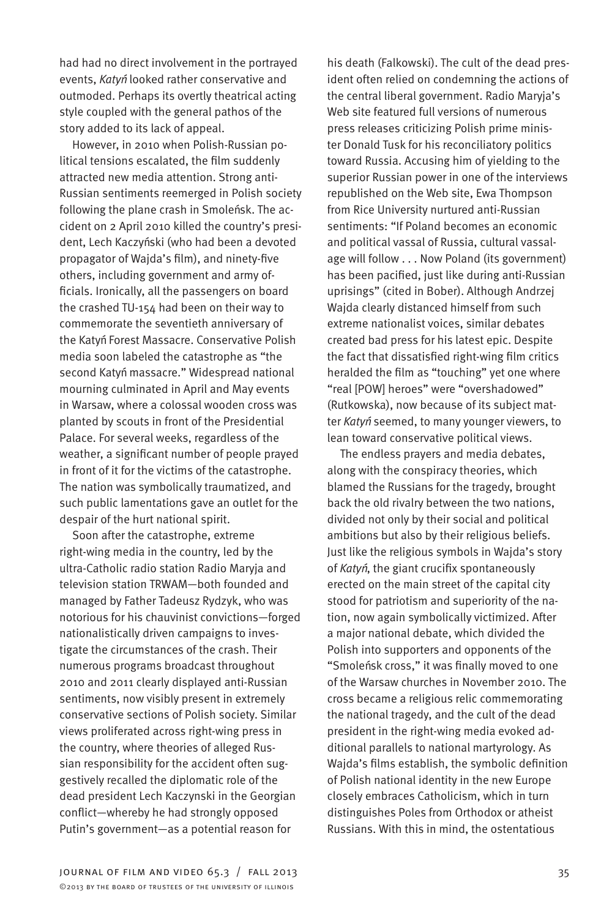had had no direct involvement in the portrayed events, *Katyń* looked rather conservative and outmoded. Perhaps its overtly theatrical acting style coupled with the general pathos of the story added to its lack of appeal.

However, in 2010 when Polish-Russian political tensions escalated, the film suddenly attracted new media attention. Strong anti-Russian sentiments reemerged in Polish society following the plane crash in Smoleńsk. The accident on 2 April 2010 killed the country's president, Lech Kaczyński (who had been a devoted propagator of Wajda's film), and ninety-five others, including government and army officials. Ironically, all the passengers on board the crashed TU-154 had been on their way to commemorate the seventieth anniversary of the Katyń Forest Massacre. Conservative Polish media soon labeled the catastrophe as "the second Katyń massacre." Widespread national mourning culminated in April and May events in Warsaw, where a colossal wooden cross was planted by scouts in front of the Presidential Palace. For several weeks, regardless of the weather, a significant number of people prayed in front of it for the victims of the catastrophe. The nation was symbolically traumatized, and such public lamentations gave an outlet for the despair of the hurt national spirit.

Soon after the catastrophe, extreme right-wing media in the country, led by the ultra-Catholic radio station Radio Maryja and television station TRWAM—both founded and managed by Father Tadeusz Rydzyk, who was notorious for his chauvinist convictions—forged nationalistically driven campaigns to investigate the circumstances of the crash. Their numerous programs broadcast throughout 2010 and 2011 clearly displayed anti-Russian sentiments, now visibly present in extremely conservative sections of Polish society. Similar views proliferated across right-wing press in the country, where theories of alleged Russian responsibility for the accident often suggestively recalled the diplomatic role of the dead president Lech Kaczynski in the Georgian conflict—whereby he had strongly opposed Putin's government—as a potential reason for his death (Falkowski). The cult of the dead president often relied on condemning the actions of the central liberal government. Radio Maryja's Web site featured full versions of numerous press releases criticizing Polish prime minister Donald Tusk for his reconciliatory politics toward Russia. Accusing him of yielding to the superior Russian power in one of the interviews republished on the Web site, Ewa Thompson from Rice University nurtured anti-Russian sentiments: "If Poland becomes an economic and political vassal of Russia, cultural vassalage will follow . . . Now Poland (its government) has been pacified, just like during anti-Russian uprisings" (cited in Bober). Although Andrzej Wajda clearly distanced himself from such extreme nationalist voices, similar debates created bad press for his latest epic. Despite the fact that dissatisfied right-wing film critics heralded the film as "touching" yet one where "real [POW] heroes" were "overshadowed" (Rutkowska), now because of its subject matter *Katyń* seemed, to many younger viewers, to lean toward conservative political views.

The endless prayers and media debates, along with the conspiracy theories, which blamed the Russians for the tragedy, brought back the old rivalry between the two nations, divided not only by their social and political ambitions but also by their religious beliefs. Just like the religious symbols in Wajda's story of *Katyń*, the giant crucifix spontaneously erected on the main street of the capital city stood for patriotism and superiority of the nation, now again symbolically victimized. After a major national debate, which divided the Polish into supporters and opponents of the "Smoleńsk cross," it was finally moved to one of the Warsaw churches in November 2010. The cross became a religious relic commemorating the national tragedy, and the cult of the dead president in the right-wing media evoked additional parallels to national martyrology. As Wajda's films establish, the symbolic definition of Polish national identity in the new Europe closely embraces Catholicism, which in turn distinguishes Poles from Orthodox or atheist Russians. With this in mind, the ostentatious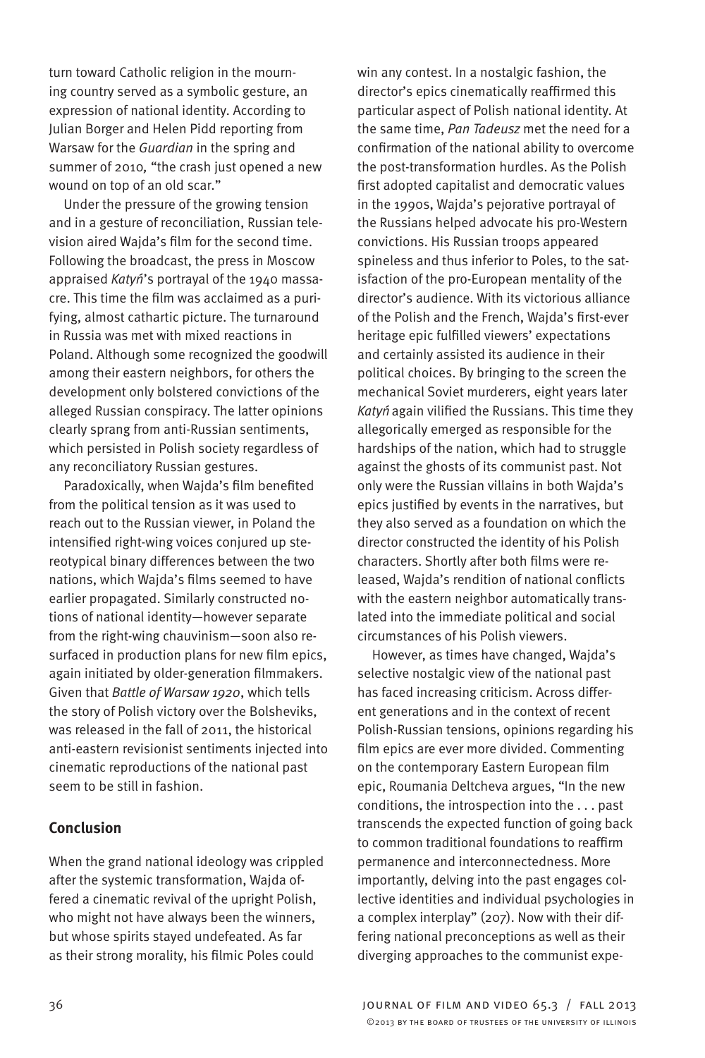turn toward Catholic religion in the mourning country served as a symbolic gesture, an expression of national identity. According to Julian Borger and Helen Pidd reporting from Warsaw for the *Guardian* in the spring and summer of 2010, "the crash just opened a new wound on top of an old scar."

Under the pressure of the growing tension and in a gesture of reconciliation, Russian television aired Wajda's film for the second time. Following the broadcast, the press in Moscow appraised *Katyń*'s portrayal of the 1940 massacre. This time the film was acclaimed as a purifying, almost cathartic picture. The turnaround in Russia was met with mixed reactions in Poland. Although some recognized the goodwill among their eastern neighbors, for others the development only bolstered convictions of the alleged Russian conspiracy. The latter opinions clearly sprang from anti-Russian sentiments, which persisted in Polish society regardless of any reconciliatory Russian gestures.

Paradoxically, when Wajda's film benefited from the political tension as it was used to reach out to the Russian viewer, in Poland the intensified right-wing voices conjured up stereotypical binary differences between the two nations, which Wajda's films seemed to have earlier propagated. Similarly constructed notions of national identity—however separate from the right-wing chauvinism—soon also resurfaced in production plans for new film epics, again initiated by older-generation filmmakers. Given that *Battle of Warsaw 1920*, which tells the story of Polish victory over the Bolsheviks, was released in the fall of 2011, the historical anti-eastern revisionist sentiments injected into cinematic reproductions of the national past seem to be still in fashion.

## Conclusion

When the grand national ideology was crippled after the systemic transformation, Wajda offered a cinematic revival of the upright Polish, who might not have always been the winners, but whose spirits stayed undefeated. As far as their strong morality, his filmic Poles could win any contest. In a nostalgic fashion, the director's epics cinematically reaffirmed this particular aspect of Polish national identity. At the same time, *Pan Tadeusz* met the need for a confirmation of the national ability to overcome the post-transformation hurdles. As the Polish first adopted capitalist and democratic values in the 1990s, Wajda's pejorative portrayal of the Russians helped advocate his pro-Western convictions. His Russian troops appeared spineless and thus inferior to Poles, to the satisfaction of the pro-European mentality of the director's audience. With its victorious alliance of the Polish and the French, Wajda's first-ever heritage epic fulfilled viewers' expectations and certainly assisted its audience in their political choices. By bringing to the screen the mechanical Soviet murderers, eight years later *Katyń* again vilified the Russians. This time they allegorically emerged as responsible for the hardships of the nation, which had to struggle against the ghosts of its communist past. Not only were the Russian villains in both Wajda's epics justified by events in the narratives, but they also served as a foundation on which the director constructed the identity of his Polish characters. Shortly after both films were released, Wajda's rendition of national conflicts with the eastern neighbor automatically translated into the immediate political and social circumstances of his Polish viewers.

However, as times have changed, Wajda's selective nostalgic view of the national past has faced increasing criticism. Across different generations and in the context of recent Polish-Russian tensions, opinions regarding his film epics are ever more divided. Commenting on the contemporary Eastern European film epic, Roumania Deltcheva argues, "In the new conditions, the introspection into the . . . past transcends the expected function of going back to common traditional foundations to reaffirm permanence and interconnectedness. More importantly, delving into the past engages collective identities and individual psychologies in a complex interplay" (207). Now with their differing national preconceptions as well as their diverging approaches to the communist expe-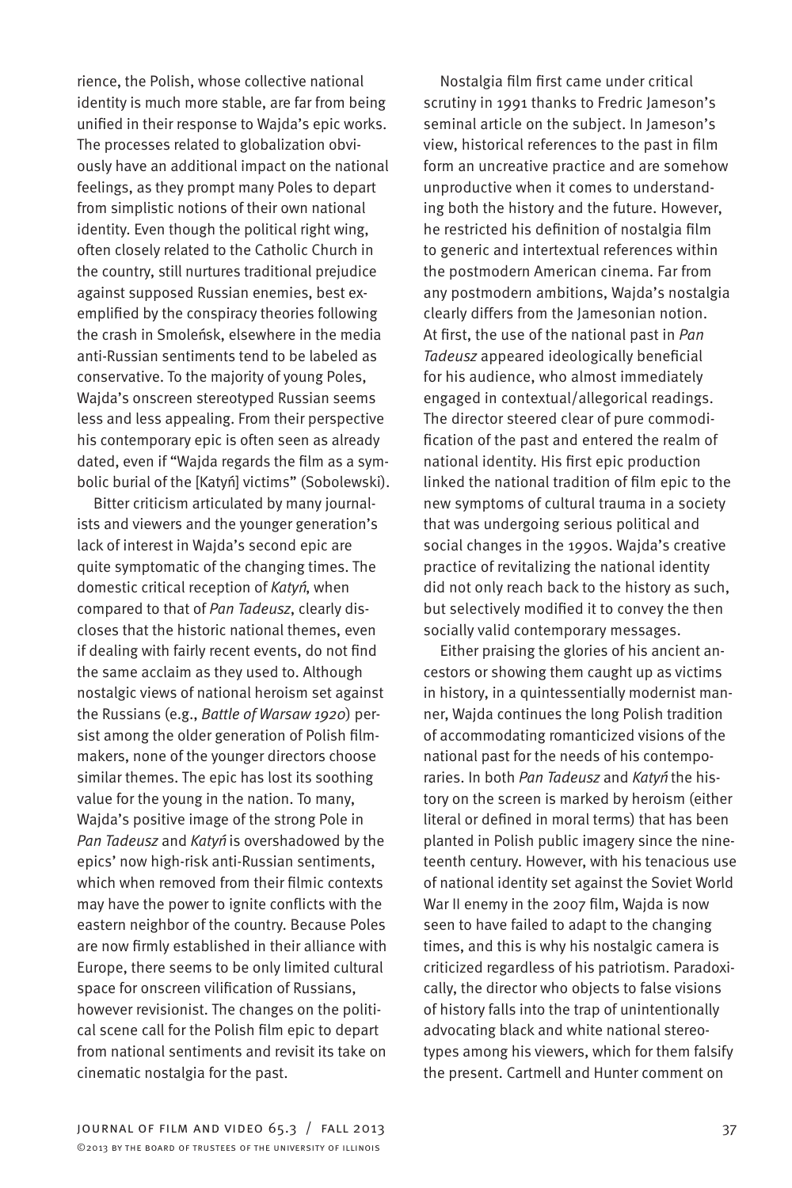rience, the Polish, whose collective national identity is much more stable, are far from being unified in their response to Wajda's epic works. The processes related to globalization obviously have an additional impact on the national feelings, as they prompt many Poles to depart from simplistic notions of their own national identity. Even though the political right wing, often closely related to the Catholic Church in the country, still nurtures traditional prejudice against supposed Russian enemies, best exemplified by the conspiracy theories following the crash in Smoleńsk, elsewhere in the media anti-Russian sentiments tend to be labeled as conservative. To the majority of young Poles, Wajda's onscreen stereotyped Russian seems less and less appealing. From their perspective his contemporary epic is often seen as already dated, even if "Wajda regards the film as a symbolic burial of the [Katyń] victims" (Sobolewski).

Bitter criticism articulated by many journalists and viewers and the younger generation's lack of interest in Wajda's second epic are quite symptomatic of the changing times. The domestic critical reception of *Katyń*, when compared to that of *Pan Tadeusz*, clearly discloses that the historic national themes, even if dealing with fairly recent events, do not find the same acclaim as they used to. Although nostalgic views of national heroism set against the Russians (e.g., *Battle of Warsaw 1920*) persist among the older generation of Polish filmmakers, none of the younger directors choose similar themes. The epic has lost its soothing value for the young in the nation. To many, Wajda's positive image of the strong Pole in *Pan Tadeusz* and *Katyń* is overshadowed by the epics' now high-risk anti-Russian sentiments, which when removed from their filmic contexts may have the power to ignite conflicts with the eastern neighbor of the country. Because Poles are now firmly established in their alliance with Europe, there seems to be only limited cultural space for onscreen vilification of Russians, however revisionist. The changes on the political scene call for the Polish film epic to depart from national sentiments and revisit its take on cinematic nostalgia for the past.

Nostalgia film first came under critical scrutiny in 1991 thanks to Fredric Jameson's seminal article on the subject. In Jameson's view, historical references to the past in film form an uncreative practice and are somehow unproductive when it comes to understanding both the history and the future. However, he restricted his definition of nostalgia film to generic and intertextual references within the postmodern American cinema. Far from any postmodern ambitions, Wajda's nostalgia clearly differs from the Jamesonian notion. At first, the use of the national past in *Pan Tadeusz* appeared ideologically beneficial for his audience, who almost immediately engaged in contextual/allegorical readings. The director steered clear of pure commodification of the past and entered the realm of national identity. His first epic production linked the national tradition of film epic to the new symptoms of cultural trauma in a society that was undergoing serious political and social changes in the 1990s. Wajda's creative practice of revitalizing the national identity did not only reach back to the history as such, but selectively modified it to convey the then socially valid contemporary messages.

Either praising the glories of his ancient ancestors or showing them caught up as victims in history, in a quintessentially modernist manner, Wajda continues the long Polish tradition of accommodating romanticized visions of the national past for the needs of his contemporaries. In both *Pan Tadeusz* and *Katyń* the history on the screen is marked by heroism (either literal or defined in moral terms) that has been planted in Polish public imagery since the nineteenth century. However, with his tenacious use of national identity set against the Soviet World War II enemy in the 2007 film, Wajda is now seen to have failed to adapt to the changing times, and this is why his nostalgic camera is criticized regardless of his patriotism. Paradoxically, the director who objects to false visions of history falls into the trap of unintentionally advocating black and white national stereotypes among his viewers, which for them falsify the present. Cartmell and Hunter comment on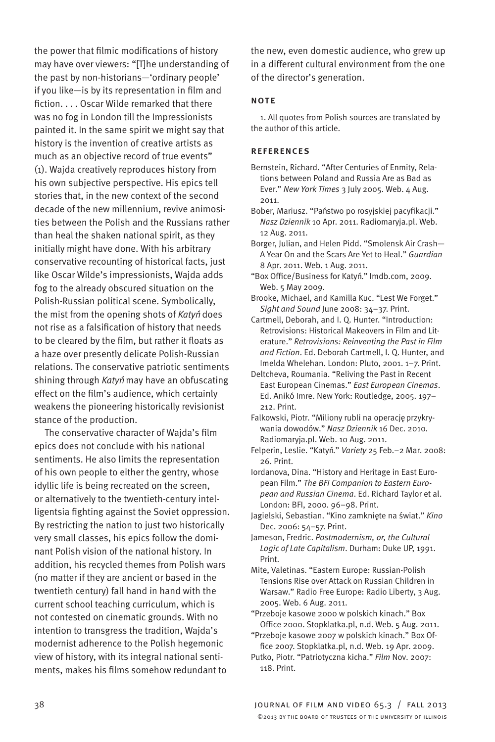the power that filmic modifications of history may have over viewers: "[T]he understanding of the past by non-historians—'ordinary people' if you like—is by its representation in film and fiction. . . . Oscar Wilde remarked that there was no fog in London till the Impressionists painted it. In the same spirit we might say that history is the invention of creative artists as much as an objective record of true events" (1). Wajda creatively reproduces history from his own subjective perspective. His epics tell stories that, in the new context of the second decade of the new millennium, revive animosities between the Polish and the Russians rather than heal the shaken national spirit, as they initially might have done. With his arbitrary conservative recounting of historical facts, just like Oscar Wilde's impressionists, Wajda adds fog to the already obscured situation on the Polish-Russian political scene. Symbolically, the mist from the opening shots of *Katyń* does not rise as a falsification of history that needs to be cleared by the film, but rather it floats as a haze over presently delicate Polish-Russian relations. The conservative patriotic sentiments shining through *Katyń* may have an obfuscating effect on the film's audience, which certainly weakens the pioneering historically revisionist stance of the production.

The conservative character of Wajda's film epics does not conclude with his national sentiments. He also limits the representation of his own people to either the gentry, whose idyllic life is being recreated on the screen, or alternatively to the twentieth-century intelligentsia fighting against the Soviet oppression. By restricting the nation to just two historically very small classes, his epics follow the dominant Polish vision of the national history. In addition, his recycled themes from Polish wars (no matter if they are ancient or based in the twentieth century) fall hand in hand with the current school teaching curriculum, which is not contested on cinematic grounds. With no intention to transgress the tradition, Wajda's modernist adherence to the Polish hegemonic view of history, with its integral national sentiments, makes his films somehow redundant to the new, even domestic audience, who grew up in a different cultural environment from the one of the director's generation.

## NOTE

1. All quotes from Polish sources are translated by the author of this article.

## REFERENCES

Bernstein, Richard. "After Centuries of Enmity, Relations between Poland and Russia Are as Bad as Ever." *New York Times* 3 July 2005. Web. 4 Aug. 2011.

Bober, Mariusz. "Państwo po rosyjskiej pacyfikacji." *Nasz Dziennik* 10 Apr. 2011. Radiomaryja.pl. Web. 12 Aug. 2011.

Borger, Julian, and Helen Pidd. "Smolensk Air Crash—A Year On and the Scars Are Yet to Heal." *Guardian* 8 Apr. 2011. Web. 1 Aug. 2011.

"Box Office/Business for Katyń." Imdb.com, 2009. Web. 5 May 2009.

Brooke, Michael, and Kamilla Kuc. "Lest We Forget." *Sight and Sound* June 2008: 34–37. Print.

Cartmell, Deborah, and I. Q. Hunter. "Introduction: Retrovisions: Historical Makeovers in Film and Literature." *Retrovisions: Reinventing the Past in Film and Fiction*. Ed. Deborah Cartmell, I. Q. Hunter, and Imelda Whelehan. London: Pluto, 2001. 1–7. Print.

Deltcheva, Roumania. "Reliving the Past in Recent East European Cinemas." *East European Cinemas*. Ed. Anikó Imre. New York: Routledge, 2005. 197–212. Print.

Falkowski, Piotr. "Miliony rubli na operację przykrywania dowodów." *Nasz Dziennik* 16 Dec. 2010. Radiomaryja.pl. Web. 10 Aug. 2011.

Felperin, Leslie. "Katyń." *Variety* 25 Feb.–2 Mar. 2008: 26. Print.

Iordanova, Dina. "History and Heritage in East European Film." *The BFI Companion to Eastern European and Russian Cinema*. Ed. Richard Taylor et al. London: BFI, 2000. 96–98. Print.

Jagielski, Sebastian. "Kino zamknięte na świat." *Kino* Dec. 2006: 54–57. Print.

Jameson, Fredric. *Postmodernism, or, the Cultural Logic of Late Capitalism*. Durham: Duke UP, 1991. Print.

Mite, Valetinas. "Eastern Europe: Russian-Polish Tensions Rise over Attack on Russian Children in Warsaw." Radio Free Europe: Radio Liberty, 3 Aug. 2005. Web. 6 Aug. 2011.

"Przeboje kasowe 2000 w polskich kinach." Box Office 2000. Stopklatka.pl, n.d. Web. 5 Aug. 2011.

"Przeboje kasowe 2007 w polskich kinach." Box Office 2007. Stopklatka.pl, n.d. Web. 19 Apr. 2009.

Putko, Piotr. "Patriotyczna kicha." *Film* Nov. 2007: 118. Print.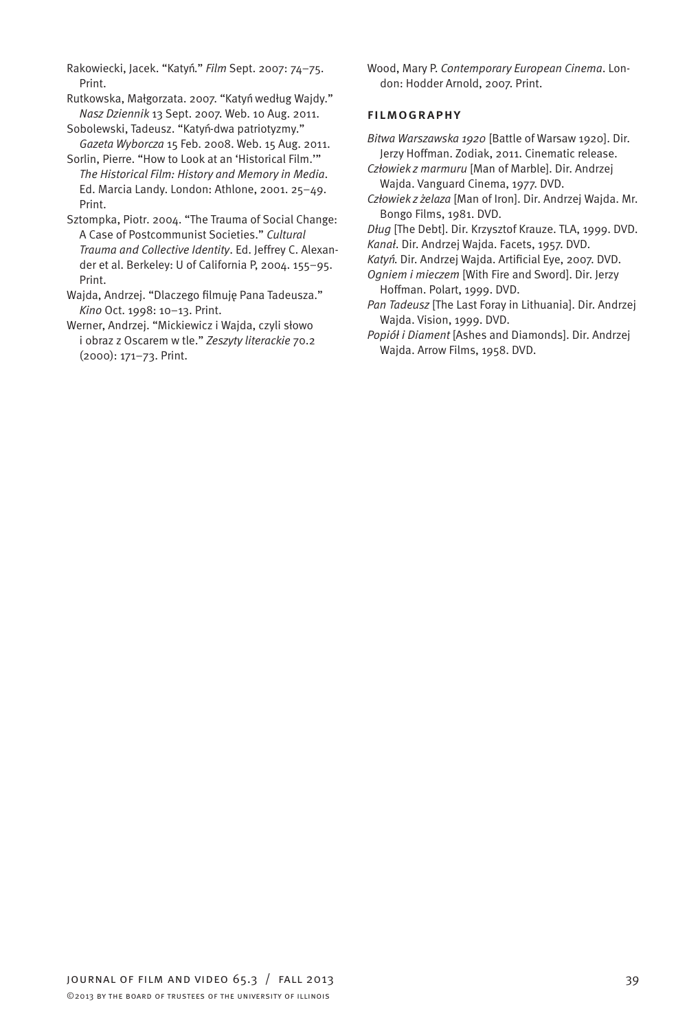Rakowiecki, Jacek. "Katyń." *Film* Sept. 2007: 74–75. Print.

Rutkowska, Małgorzata. 2007. "Katyń według Wajdy." *Nasz Dziennik* 13 Sept. 2007. Web. 10 Aug. 2011.

Sobolewski, Tadeusz. "Katyń-dwa patriotyzmy." *Gazeta Wyborcza* 15 Feb. 2008. Web. 15 Aug. 2011.

Sorlin, Pierre. "How to Look at an 'Historical Film.'" *The Historical Film: History and Memory in Media*. Ed. Marcia Landy. London: Athlone, 2001. 25–49. Print.

Sztompka, Piotr. 2004. "The Trauma of Social Change: A Case of Postcommunist Societies." *Cultural Trauma and Collective Identity*. Ed. Jeffrey C. Alexander et al. Berkeley: U of California P, 2004. 155–95. Print.

Wajda, Andrzej. "Dlaczego filmuję Pana Tadeusza." *Kino* Oct. 1998: 10–13. Print.

Werner, Andrzej. "Mickiewicz i Wajda, czyli słowo i obraz z Oscarem w tle." *Zeszyty literackie* 70.2 (2000): 171–73. Print.

Wood, Mary P. *Contemporary European Cinema*. London: Hodder Arnold, 2007. Print.

## FILMOGRAPHY

*Bitwa Warszawska 1920* [Battle of Warsaw 1920]. Dir. Jerzy Hoffman. Zodiak, 2011. Cinematic release.

*Człowiek z marmuru* [Man of Marble]. Dir. Andrzej Wajda. Vanguard Cinema, 1977. DVD.

*Człowiek z żelaza* [Man of Iron]. Dir. Andrzej Wajda. Mr. Bongo Films, 1981. DVD.

*Dług* [The Debt]. Dir. Krzysztof Krauze. TLA, 1999. DVD.

*Kanał*. Dir. Andrzej Wajda. Facets, 1957. DVD.

*Katyń*. Dir. Andrzej Wajda. Artificial Eye, 2007. DVD.

*Ogniem i mieczem* [With Fire and Sword]. Dir. Jerzy Hoffman. Polart, 1999. DVD.

*Pan Tadeusz* [The Last Foray in Lithuania]. Dir. Andrzej Wajda. Vision, 1999. DVD.

*Popiół i Diament* [Ashes and Diamonds]. Dir. Andrzej Wajda. Arrow Films, 1958. DVD.

©2013 by the board of trustees of the university of illinois